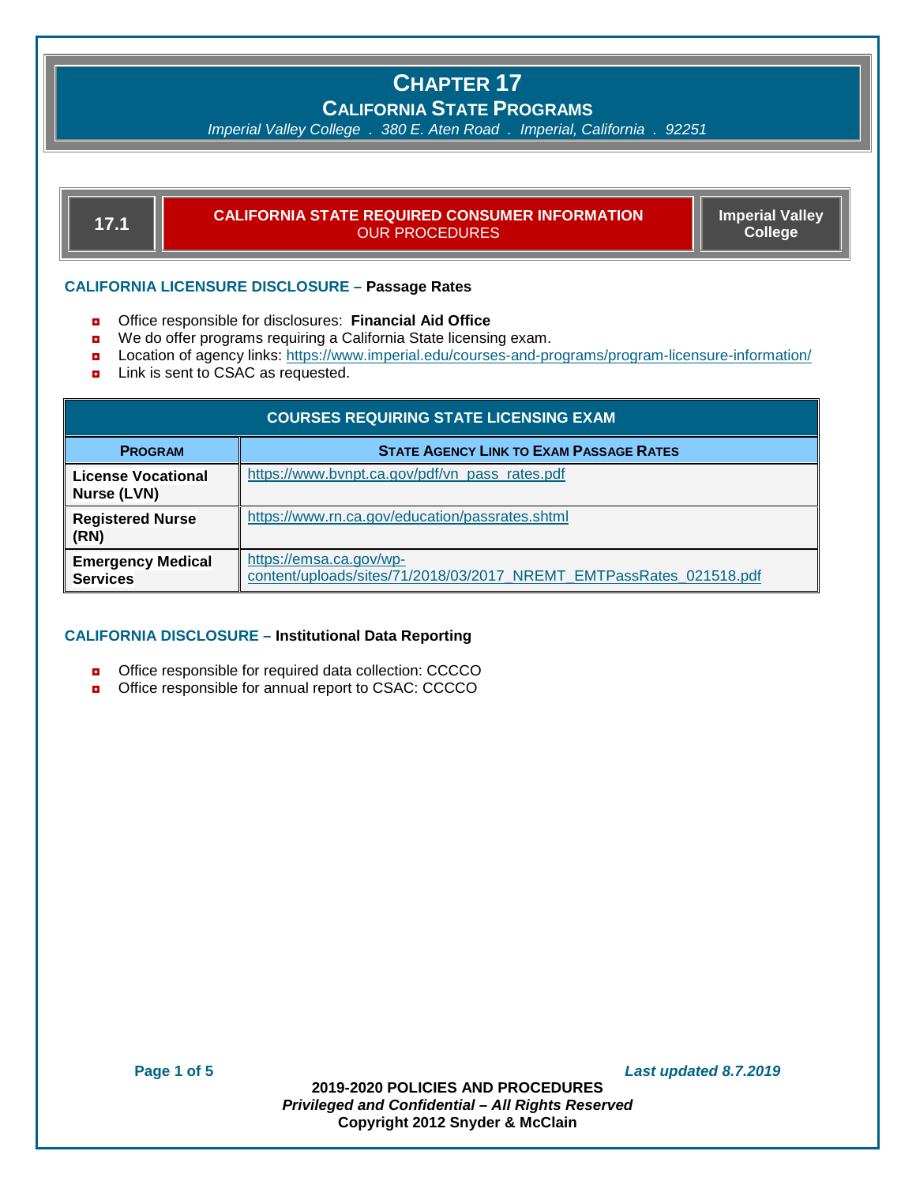# CHAPTER 17

## CALIFORNIA STATE PROGRAMS

*Imperial Valley College . 380 E. Aten Road . Imperial, California . 92251*

| 17.1 | CALIFORNIA STATE REQUIRED CONSUMER INFORMATION<br>OUR PROCEDURES | Imperial Valley College |
|---|---|---|

### CALIFORNIA LICENSURE DISCLOSURE – Passage Rates

- Office responsible for disclosures: **Financial Aid Office**
- We do offer programs requiring a California State licensing exam.
- Location of agency links: https://www.imperial.edu/courses-and-programs/program-licensure-information/
- Link is sent to CSAC as requested.

| COURSES REQUIRING STATE LICENSING EXAM | |
|---|---|
| **PROGRAM** | **STATE AGENCY LINK TO EXAM PASSAGE RATES** |
| **License Vocational Nurse (LVN)** | https://www.bvnpt.ca.gov/pdf/vn_pass_rates.pdf |
| **Registered Nurse (RN)** | https://www.rn.ca.gov/education/passrates.shtml |
| **Emergency Medical Services** | https://emsa.ca.gov/wp-content/uploads/sites/71/2018/03/2017_NREMT_EMTPassRates_021518.pdf |

### CALIFORNIA DISCLOSURE – Institutional Data Reporting

- Office responsible for required data collection: CCCCO
- Office responsible for annual report to CSAC: CCCCO

*Last updated 8.7.2019*

**2019-2020 POLICIES AND PROCEDURES**
***Privileged and Confidential – All Rights Reserved***
**Copyright 2012 Snyder & McClain**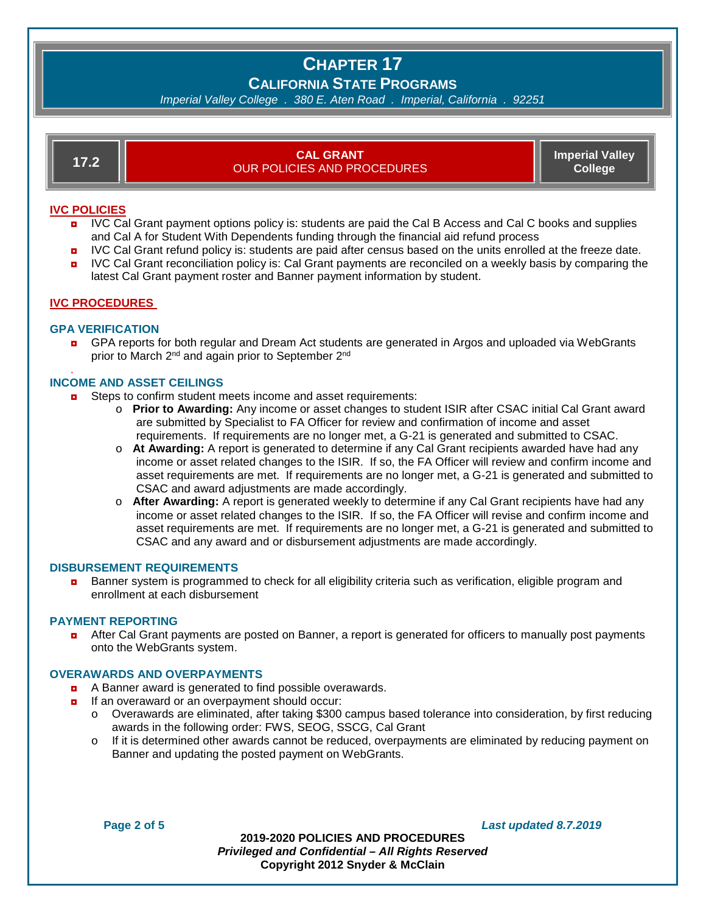# CHAPTER 17

## CALIFORNIA STATE PROGRAMS

*Imperial Valley College . 380 E. Aten Road . Imperial, California . 92251*

| 17.2 | **CAL GRANT** OUR POLICIES AND PROCEDURES | **Imperial Valley College** |
|---|---|---|

### IVC POLICIES

- IVC Cal Grant payment options policy is: students are paid the Cal B Access and Cal C books and supplies and Cal A for Student With Dependents funding through the financial aid refund process
- IVC Cal Grant refund policy is: students are paid after census based on the units enrolled at the freeze date.
- IVC Cal Grant reconciliation policy is: Cal Grant payments are reconciled on a weekly basis by comparing the latest Cal Grant payment roster and Banner payment information by student.

### IVC PROCEDURES

#### GPA VERIFICATION

- GPA reports for both regular and Dream Act students are generated in Argos and uploaded via WebGrants prior to March 2nd and again prior to September 2nd

#### INCOME AND ASSET CEILINGS

- Steps to confirm student meets income and asset requirements:
  - **Prior to Awarding:** Any income or asset changes to student ISIR after CSAC initial Cal Grant award are submitted by Specialist to FA Officer for review and confirmation of income and asset requirements. If requirements are no longer met, a G-21 is generated and submitted to CSAC.
  - **At Awarding:** A report is generated to determine if any Cal Grant recipients awarded have had any income or asset related changes to the ISIR. If so, the FA Officer will review and confirm income and asset requirements are met. If requirements are no longer met, a G-21 is generated and submitted to CSAC and award adjustments are made accordingly.
  - **After Awarding:** A report is generated weekly to determine if any Cal Grant recipients have had any income or asset related changes to the ISIR. If so, the FA Officer will revise and confirm income and asset requirements are met. If requirements are no longer met, a G-21 is generated and submitted to CSAC and any award and or disbursement adjustments are made accordingly.

#### DISBURSEMENT REQUIREMENTS

- Banner system is programmed to check for all eligibility criteria such as verification, eligible program and enrollment at each disbursement

#### PAYMENT REPORTING

- After Cal Grant payments are posted on Banner, a report is generated for officers to manually post payments onto the WebGrants system.

#### OVERAWARDS AND OVERPAYMENTS

- A Banner award is generated to find possible overawards.
- If an overaward or an overpayment should occur:
  - Overawards are eliminated, after taking $300 campus based tolerance into consideration, by first reducing awards in the following order: FWS, SEOG, SSCG, Cal Grant
  - If it is determined other awards cannot be reduced, overpayments are eliminated by reducing payment on Banner and updating the posted payment on WebGrants.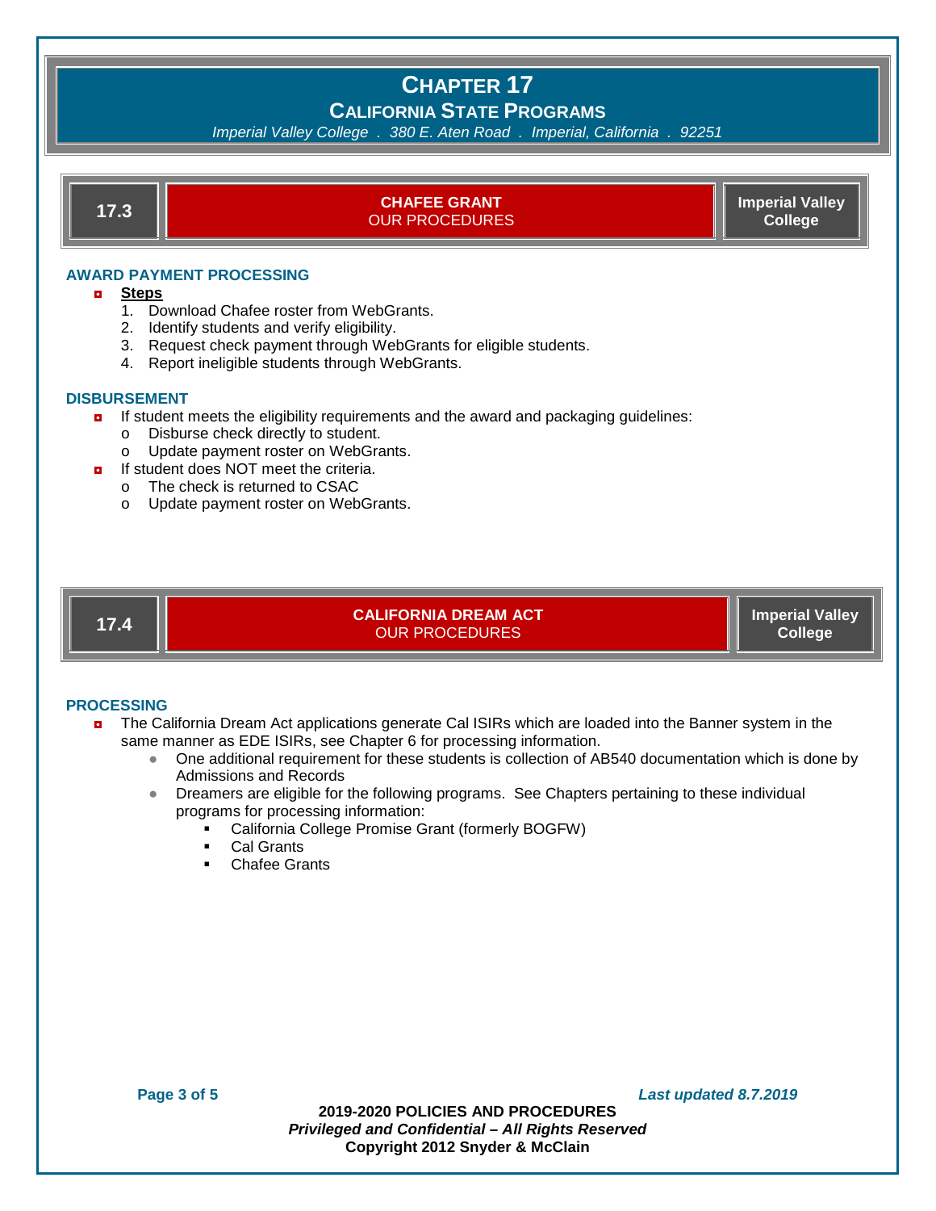# CHAPTER 17

## CALIFORNIA STATE PROGRAMS

*Imperial Valley College . 380 E. Aten Road . Imperial, California . 92251*

## 17.3 CHAFEE GRANT — OUR PROCEDURES — Imperial Valley College

### AWARD PAYMENT PROCESSING

- **Steps**
  1. Download Chafee roster from WebGrants.
  2. Identify students and verify eligibility.
  3. Request check payment through WebGrants for eligible students.
  4. Report ineligible students through WebGrants.

### DISBURSEMENT

- If student meets the eligibility requirements and the award and packaging guidelines:
  - Disburse check directly to student.
  - Update payment roster on WebGrants.
- If student does NOT meet the criteria.
  - The check is returned to CSAC
  - Update payment roster on WebGrants.

## 17.4 CALIFORNIA DREAM ACT — OUR PROCEDURES — Imperial Valley College

### PROCESSING

- The California Dream Act applications generate Cal ISIRs which are loaded into the Banner system in the same manner as EDE ISIRs, see Chapter 6 for processing information.
  - One additional requirement for these students is collection of AB540 documentation which is done by Admissions and Records
  - Dreamers are eligible for the following programs. See Chapters pertaining to these individual programs for processing information:
    - California College Promise Grant (formerly BOGFW)
    - Cal Grants
    - Chafee Grants

*Last updated 8.7.2019*

**2019-2020 POLICIES AND PROCEDURES**
***Privileged and Confidential – All Rights Reserved***
**Copyright 2012 Snyder & McClain**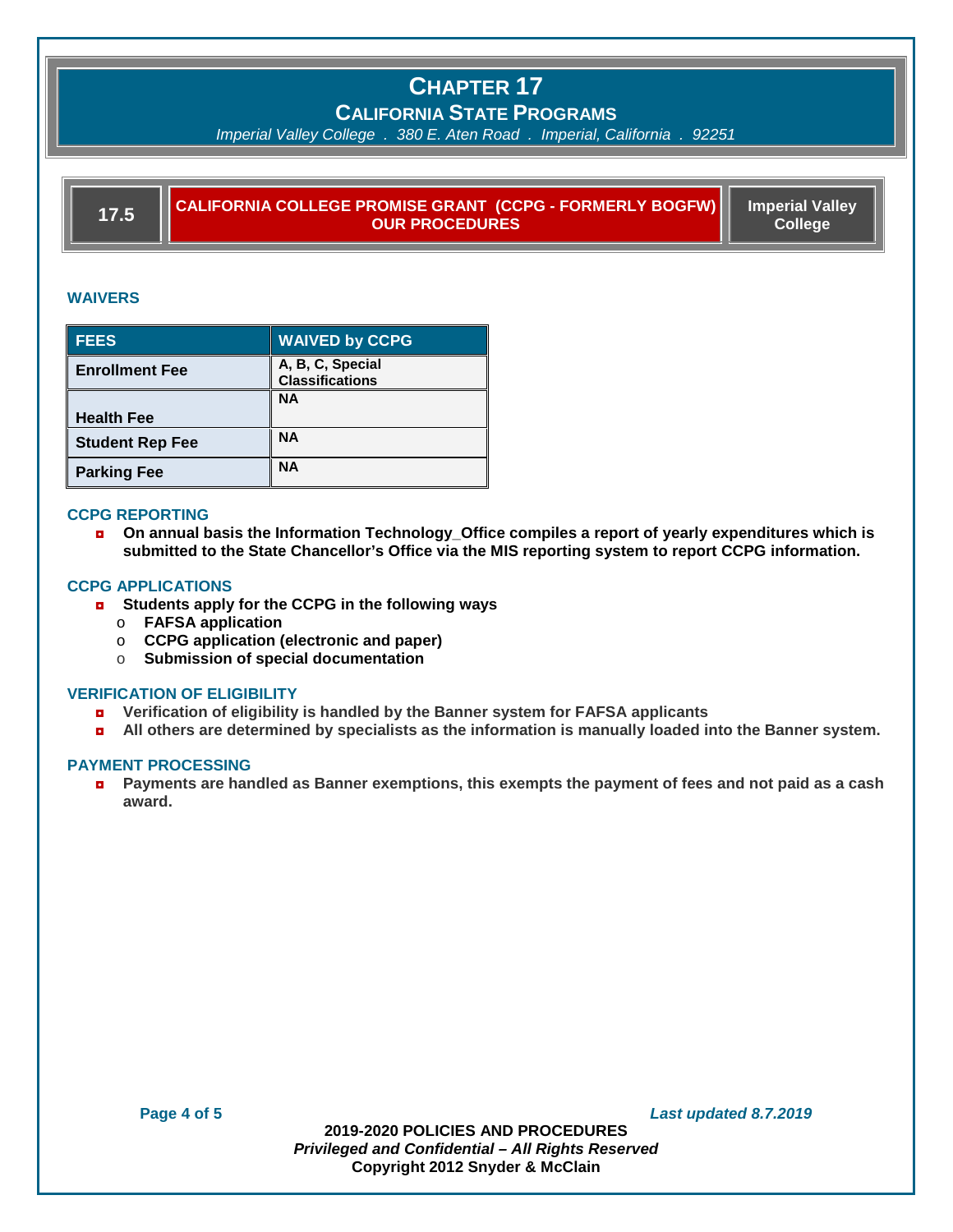# CHAPTER 17

## CALIFORNIA STATE PROGRAMS

*Imperial Valley College . 380 E. Aten Road . Imperial, California . 92251*

## 17.5 CALIFORNIA COLLEGE PROMISE GRANT (CCPG - FORMERLY BOGFW) OUR PROCEDURES — Imperial Valley College

### WAIVERS

| FEES | WAIVED by CCPG |
|---|---|
| **Enrollment Fee** | **A, B, C, Special Classifications** |
| **Health Fee** | **NA** |
| **Student Rep Fee** | **NA** |
| **Parking Fee** | **NA** |

### CCPG REPORTING

- **On annual basis the Information Technology_Office compiles a report of yearly expenditures which is submitted to the State Chancellor's Office via the MIS reporting system to report CCPG information.**

### CCPG APPLICATIONS

- **Students apply for the CCPG in the following ways**
  - **FAFSA application**
  - **CCPG application (electronic and paper)**
  - **Submission of special documentation**

### VERIFICATION OF ELIGIBILITY

- **Verification of eligibility is handled by the Banner system for FAFSA applicants**
- **All others are determined by specialists as the information is manually loaded into the Banner system.**

### PAYMENT PROCESSING

- **Payments are handled as Banner exemptions, this exempts the payment of fees and not paid as a cash award.**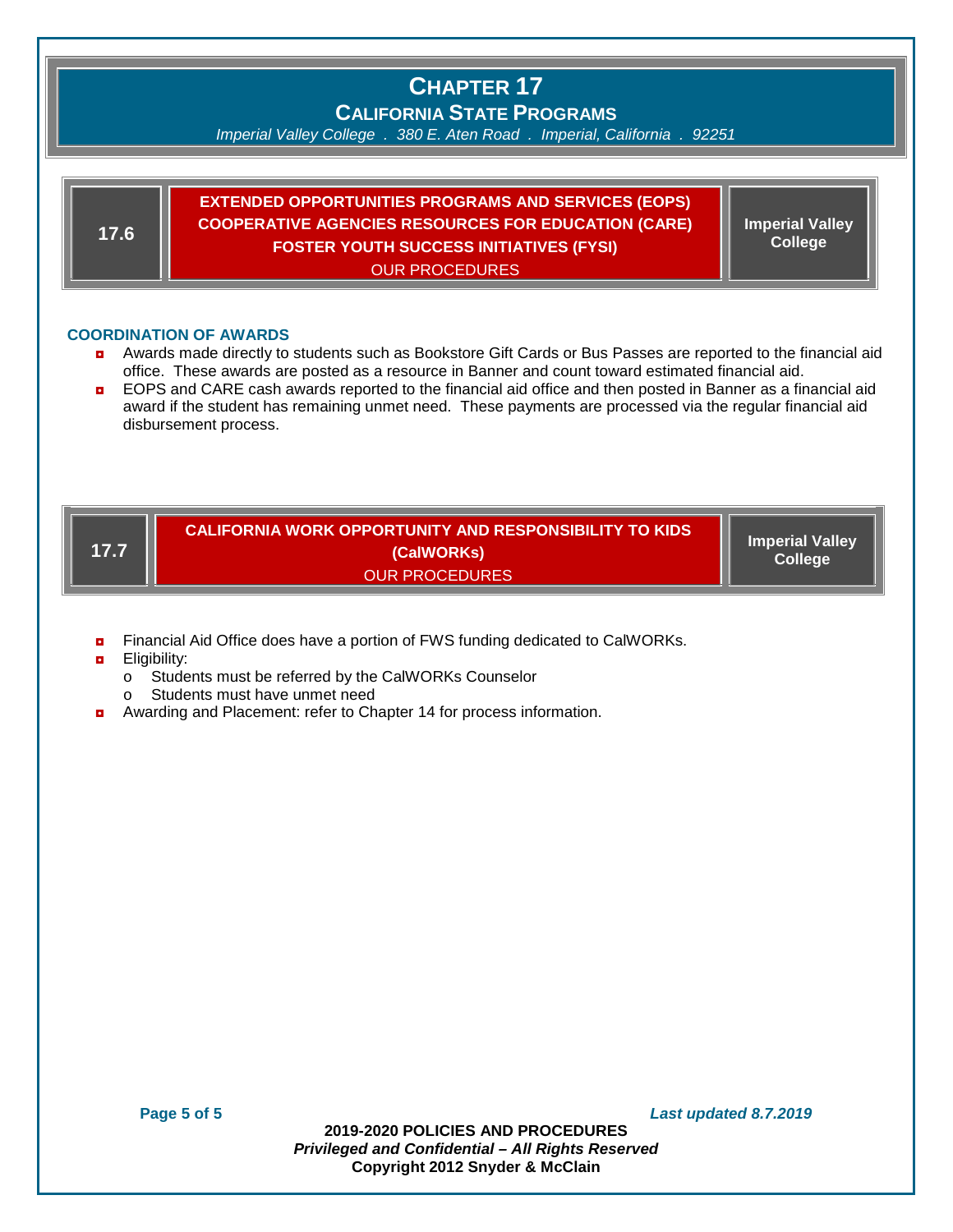# CHAPTER 17
## CALIFORNIA STATE PROGRAMS
*Imperial Valley College . 380 E. Aten Road . Imperial, California . 92251*

## 17.6 EXTENDED OPPORTUNITIES PROGRAMS AND SERVICES (EOPS) COOPERATIVE AGENCIES RESOURCES FOR EDUCATION (CARE) FOSTER YOUTH SUCCESS INITIATIVES (FYSI)

OUR PROCEDURES

Imperial Valley College

### COORDINATION OF AWARDS

- Awards made directly to students such as Bookstore Gift Cards or Bus Passes are reported to the financial aid office. These awards are posted as a resource in Banner and count toward estimated financial aid.
- EOPS and CARE cash awards reported to the financial aid office and then posted in Banner as a financial aid award if the student has remaining unmet need. These payments are processed via the regular financial aid disbursement process.

## 17.7 CALIFORNIA WORK OPPORTUNITY AND RESPONSIBILITY TO KIDS (CalWORKs)

OUR PROCEDURES

Imperial Valley College

- Financial Aid Office does have a portion of FWS funding dedicated to CalWORKs.
- Eligibility:
  - Students must be referred by the CalWORKs Counselor
  - Students must have unmet need
- Awarding and Placement: refer to Chapter 14 for process information.

*Last updated 8.7.2019*

**2019-2020 POLICIES AND PROCEDURES**
***Privileged and Confidential – All Rights Reserved***
**Copyright 2012 Snyder & McClain**